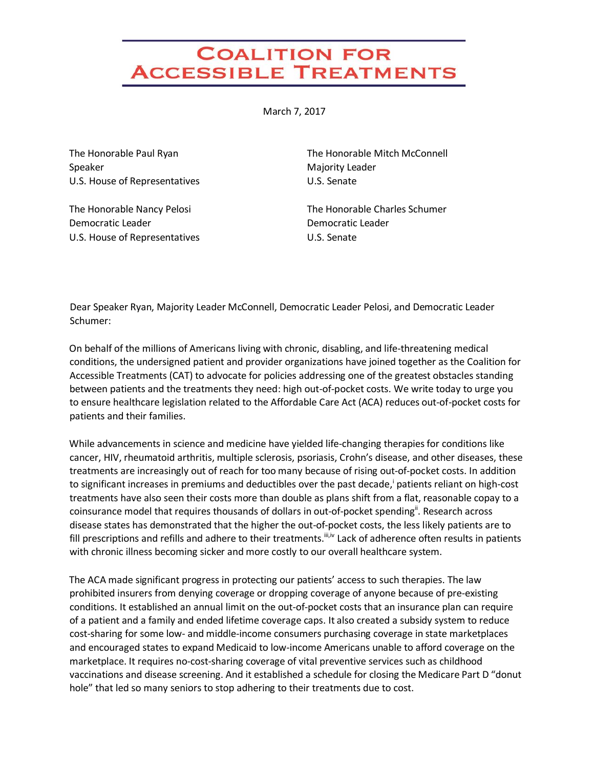# COALITION FOR ACCESSIBLE TREATMENTS

March 7, 2017

The Honorable Paul Ryan
Speaker
U.S. House of Representatives

The Honorable Mitch McConnell
Majority Leader
U.S. Senate

The Honorable Nancy Pelosi
Democratic Leader
U.S. House of Representatives

The Honorable Charles Schumer
Democratic Leader
U.S. Senate

Dear Speaker Ryan, Majority Leader McConnell, Democratic Leader Pelosi, and Democratic Leader Schumer:

On behalf of the millions of Americans living with chronic, disabling, and life-threatening medical conditions, the undersigned patient and provider organizations have joined together as the Coalition for Accessible Treatments (CAT) to advocate for policies addressing one of the greatest obstacles standing between patients and the treatments they need: high out-of-pocket costs. We write today to urge you to ensure healthcare legislation related to the Affordable Care Act (ACA) reduces out-of-pocket costs for patients and their families.

While advancements in science and medicine have yielded life-changing therapies for conditions like cancer, HIV, rheumatoid arthritis, multiple sclerosis, psoriasis, Crohn's disease, and other diseases, these treatments are increasingly out of reach for too many because of rising out-of-pocket costs. In addition to significant increases in premiums and deductibles over the past decade,[i] patients reliant on high-cost treatments have also seen their costs more than double as plans shift from a flat, reasonable copay to a coinsurance model that requires thousands of dollars in out-of-pocket spending[ii]. Research across disease states has demonstrated that the higher the out-of-pocket costs, the less likely patients are to fill prescriptions and refills and adhere to their treatments.[iii,iv] Lack of adherence often results in patients with chronic illness becoming sicker and more costly to our overall healthcare system.

The ACA made significant progress in protecting our patients' access to such therapies. The law prohibited insurers from denying coverage or dropping coverage of anyone because of pre-existing conditions. It established an annual limit on the out-of-pocket costs that an insurance plan can require of a patient and a family and ended lifetime coverage caps. It also created a subsidy system to reduce cost-sharing for some low- and middle-income consumers purchasing coverage in state marketplaces and encouraged states to expand Medicaid to low-income Americans unable to afford coverage on the marketplace. It requires no-cost-sharing coverage of vital preventive services such as childhood vaccinations and disease screening. And it established a schedule for closing the Medicare Part D "donut hole" that led so many seniors to stop adhering to their treatments due to cost.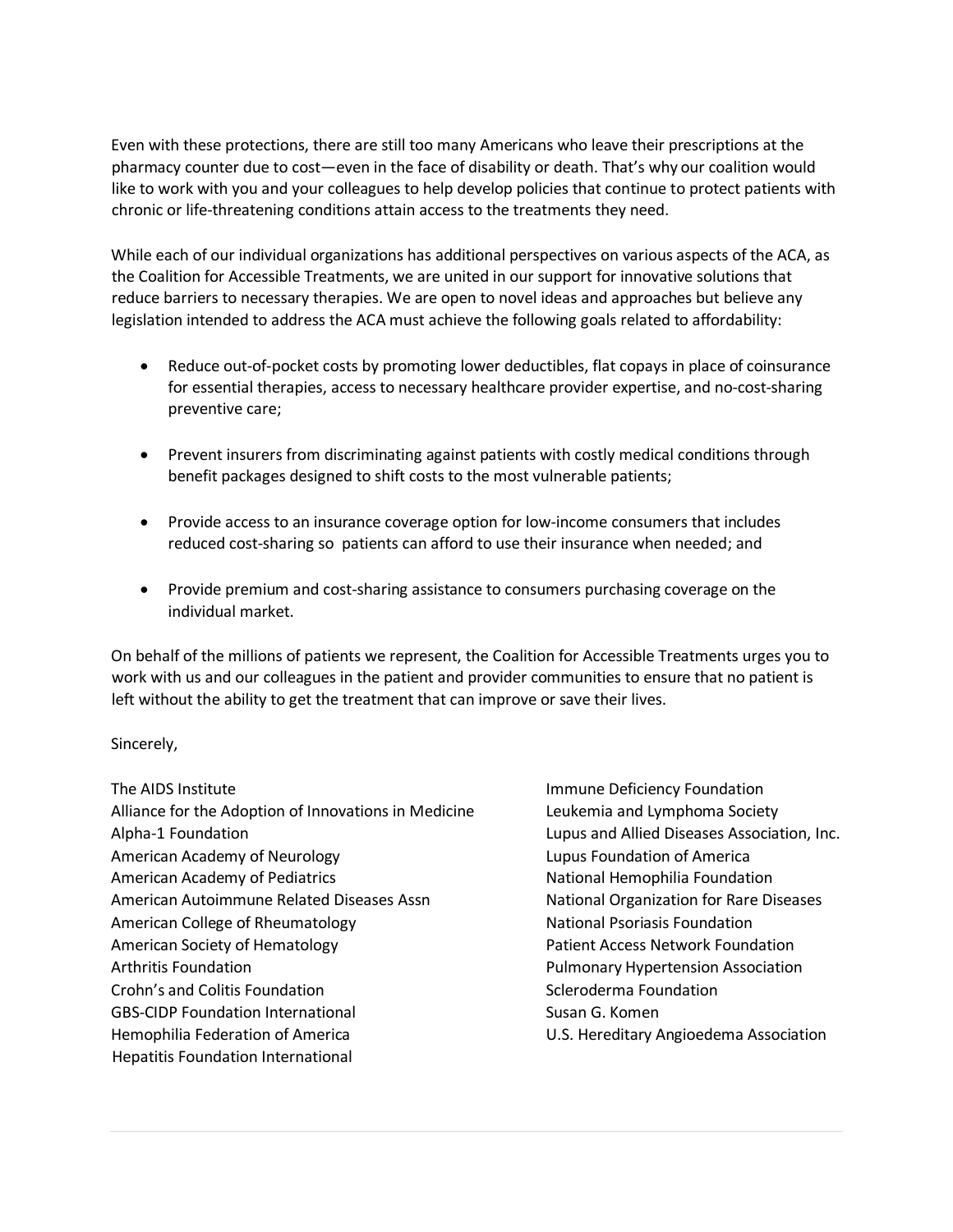Even with these protections, there are still too many Americans who leave their prescriptions at the pharmacy counter due to cost—even in the face of disability or death. That's why our coalition would like to work with you and your colleagues to help develop policies that continue to protect patients with chronic or life-threatening conditions attain access to the treatments they need.

While each of our individual organizations has additional perspectives on various aspects of the ACA, as the Coalition for Accessible Treatments, we are united in our support for innovative solutions that reduce barriers to necessary therapies. We are open to novel ideas and approaches but believe any legislation intended to address the ACA must achieve the following goals related to affordability:

- Reduce out-of-pocket costs by promoting lower deductibles, flat copays in place of coinsurance for essential therapies, access to necessary healthcare provider expertise, and no-cost-sharing preventive care;

- Prevent insurers from discriminating against patients with costly medical conditions through benefit packages designed to shift costs to the most vulnerable patients;

- Provide access to an insurance coverage option for low-income consumers that includes reduced cost-sharing so patients can afford to use their insurance when needed; and

- Provide premium and cost-sharing assistance to consumers purchasing coverage on the individual market.

On behalf of the millions of patients we represent, the Coalition for Accessible Treatments urges you to work with us and our colleagues in the patient and provider communities to ensure that no patient is left without the ability to get the treatment that can improve or save their lives.

Sincerely,

The AIDS Institute
Alliance for the Adoption of Innovations in Medicine
Alpha-1 Foundation
American Academy of Neurology
American Academy of Pediatrics
American Autoimmune Related Diseases Assn
American College of Rheumatology
American Society of Hematology
Arthritis Foundation
Crohn's and Colitis Foundation
GBS-CIDP Foundation International
Hemophilia Federation of America
Hepatitis Foundation International
Immune Deficiency Foundation
Leukemia and Lymphoma Society
Lupus and Allied Diseases Association, Inc.
Lupus Foundation of America
National Hemophilia Foundation
National Organization for Rare Diseases
National Psoriasis Foundation
Patient Access Network Foundation
Pulmonary Hypertension Association
Scleroderma Foundation
Susan G. Komen
U.S. Hereditary Angioedema Association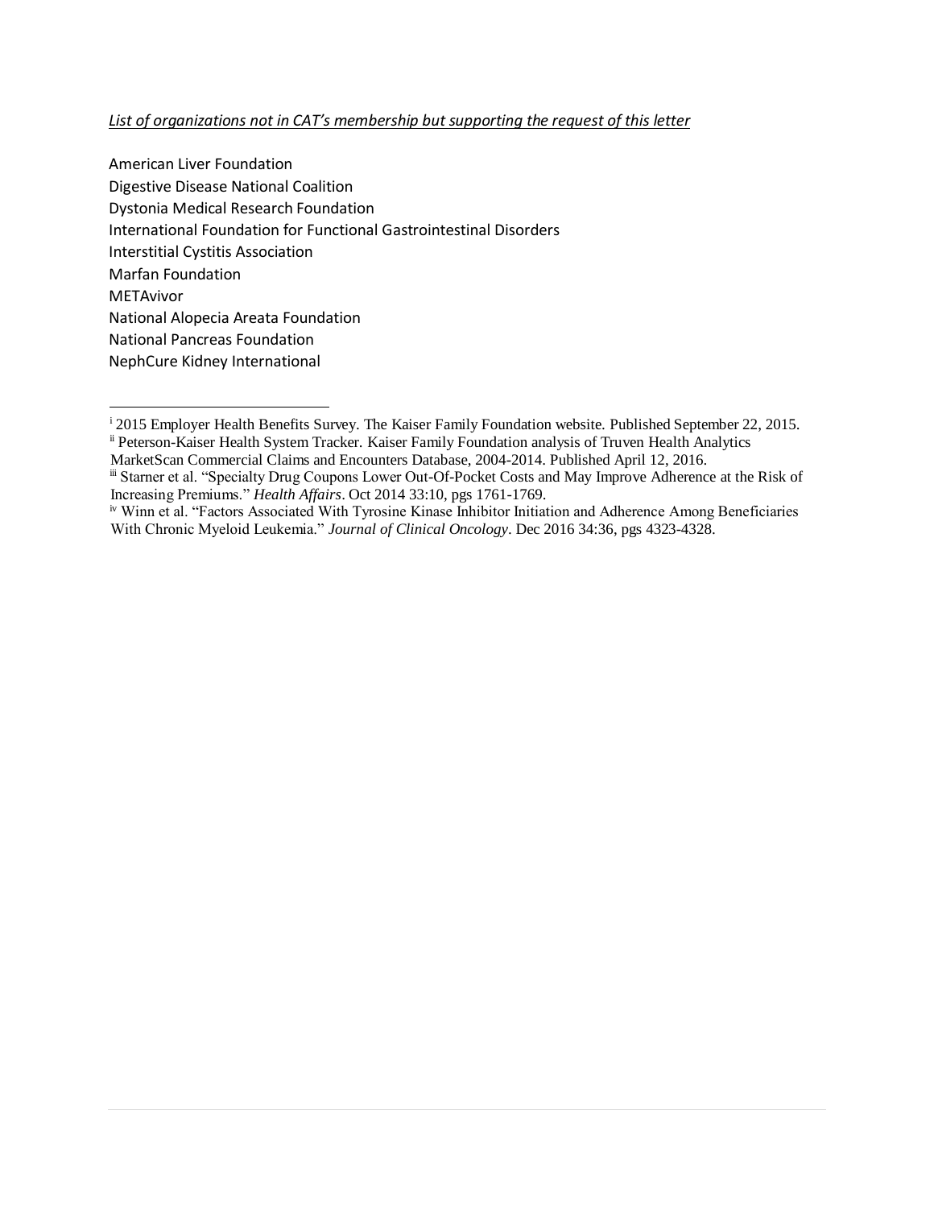*List of organizations not in CAT's membership but supporting the request of this letter*

American Liver Foundation
Digestive Disease National Coalition
Dystonia Medical Research Foundation
International Foundation for Functional Gastrointestinal Disorders
Interstitial Cystitis Association
Marfan Foundation
METAvivor
National Alopecia Areata Foundation
National Pancreas Foundation
NephCure Kidney International

---

[i] 2015 Employer Health Benefits Survey. The Kaiser Family Foundation website. Published September 22, 2015.

[ii] Peterson-Kaiser Health System Tracker. Kaiser Family Foundation analysis of Truven Health Analytics MarketScan Commercial Claims and Encounters Database, 2004-2014. Published April 12, 2016.

[iii] Starner et al. "Specialty Drug Coupons Lower Out-Of-Pocket Costs and May Improve Adherence at the Risk of Increasing Premiums." *Health Affairs*. Oct 2014 33:10, pgs 1761-1769.

[iv] Winn et al. "Factors Associated With Tyrosine Kinase Inhibitor Initiation and Adherence Among Beneficiaries With Chronic Myeloid Leukemia." *Journal of Clinical Oncology*. Dec 2016 34:36, pgs 4323-4328.